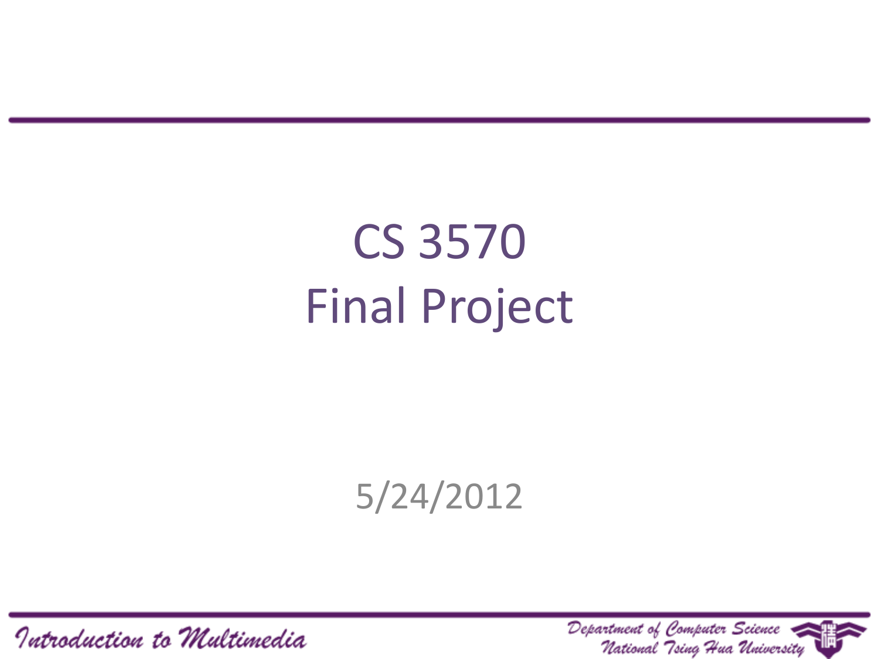# CS 3570 Final Project

5/24/2012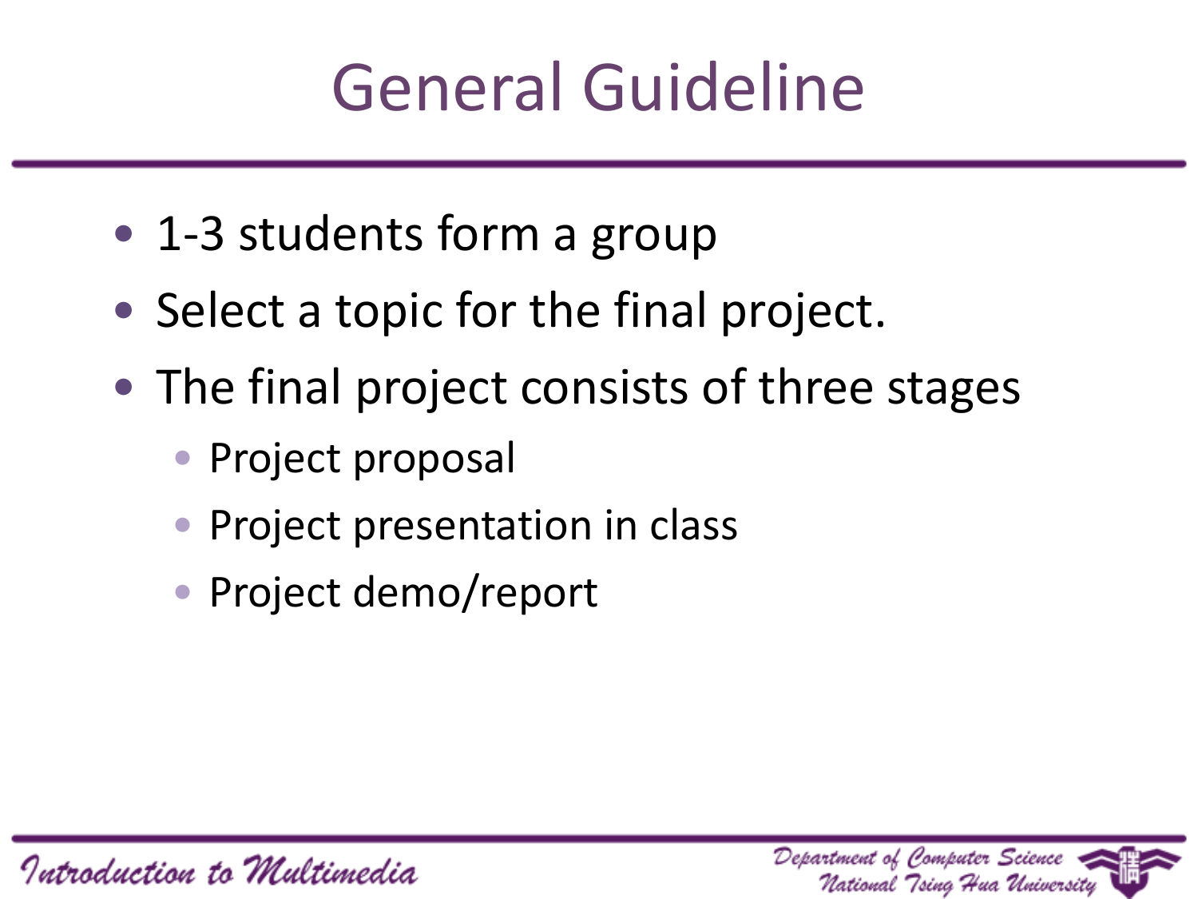# General Guideline

- 1-3 students form a group
- Select a topic for the final project.
- The final project consists of three stages
  - Project proposal
  - Project presentation in class
  - Project demo/report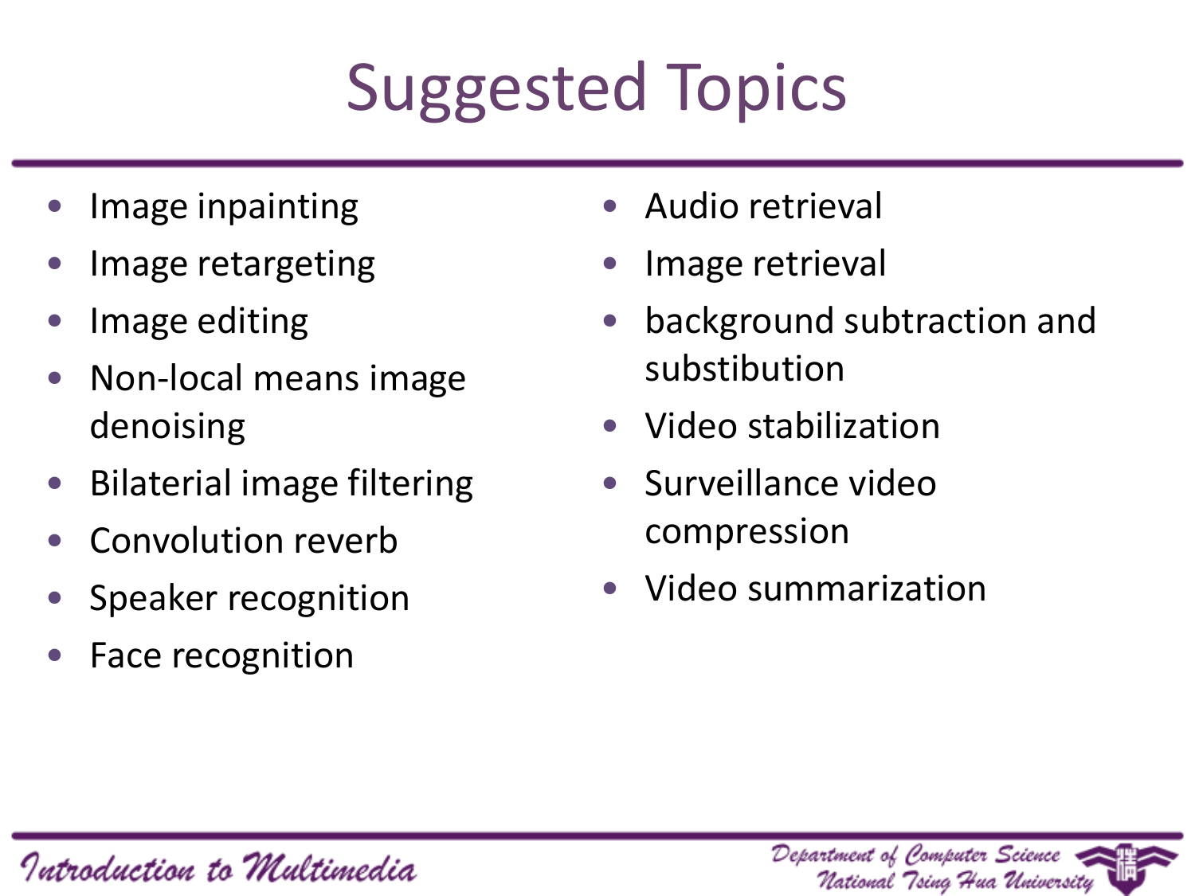# Suggested Topics

- Image inpainting
- Image retargeting
- Image editing
- Non-local means image denoising
- Bilaterial image filtering
- Convolution reverb
- Speaker recognition
- Face recognition
- Audio retrieval
- Image retrieval
- background subtraction and substibution
- Video stabilization
- Surveillance video compression
- Video summarization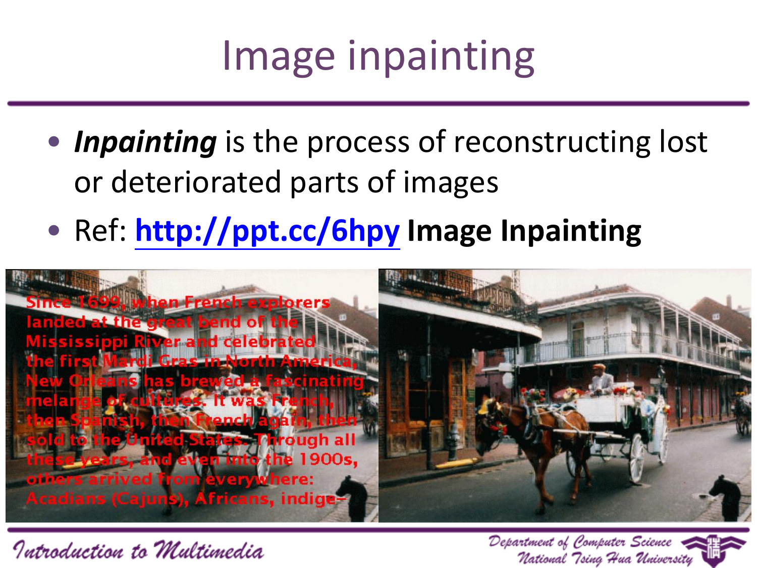# Image inpainting

- ***Inpainting*** is the process of reconstructing lost or deteriorated parts of images
- Ref: [http://ppt.cc/6hpy](http://ppt.cc/6hpy) **Image Inpainting**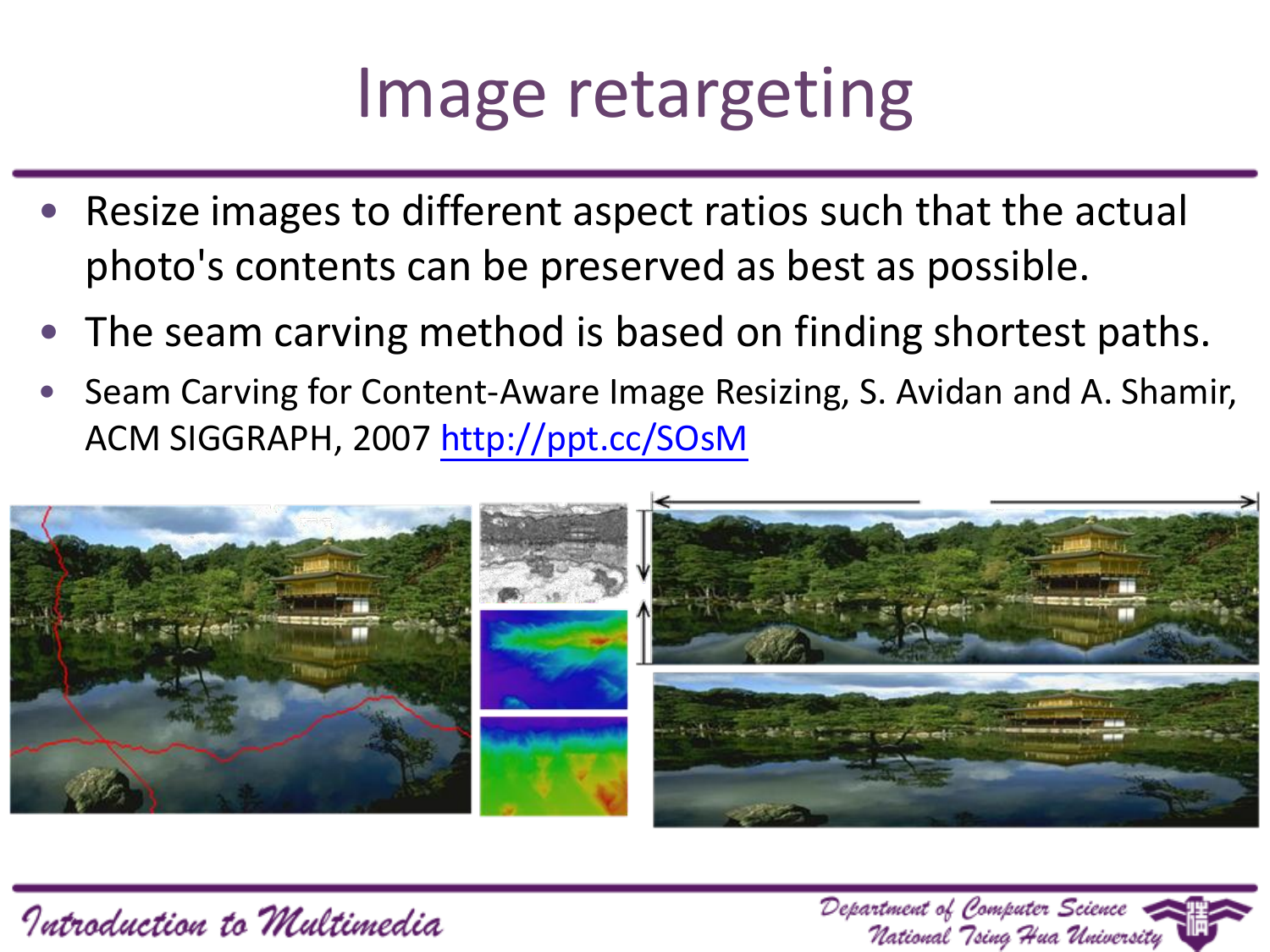# Image retargeting

- Resize images to different aspect ratios such that the actual photo's contents can be preserved as best as possible.
- The seam carving method is based on finding shortest paths.
- Seam Carving for Content-Aware Image Resizing, S. Avidan and A. Shamir, ACM SIGGRAPH, 2007 http://ppt.cc/SOsM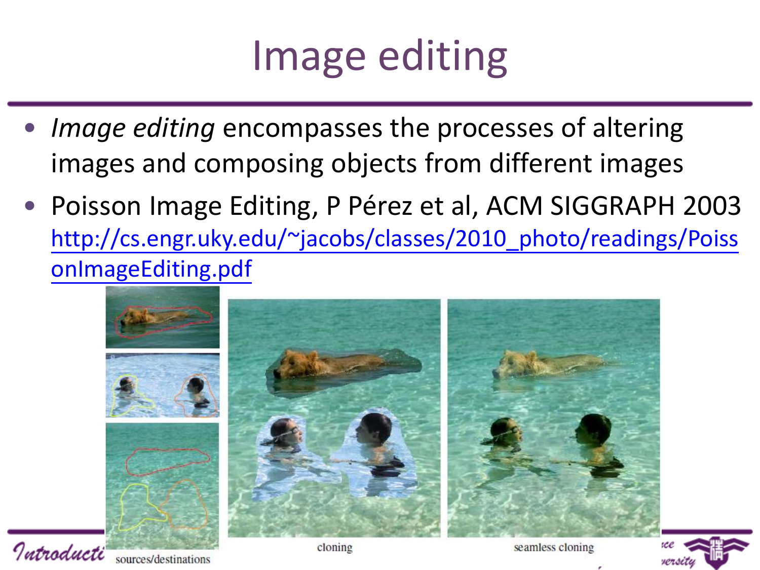# Image editing

- *Image editing* encompasses the processes of altering images and composing objects from different images
- Poisson Image Editing, P Pérez et al, ACM SIGGRAPH 2003 [http://cs.engr.uky.edu/~jacobs/classes/2010_photo/readings/PoissonImageEditing.pdf](http://cs.engr.uky.edu/~jacobs/classes/2010_photo/readings/PoissonImageEditing.pdf)

sources/destinations

cloning

seamless cloning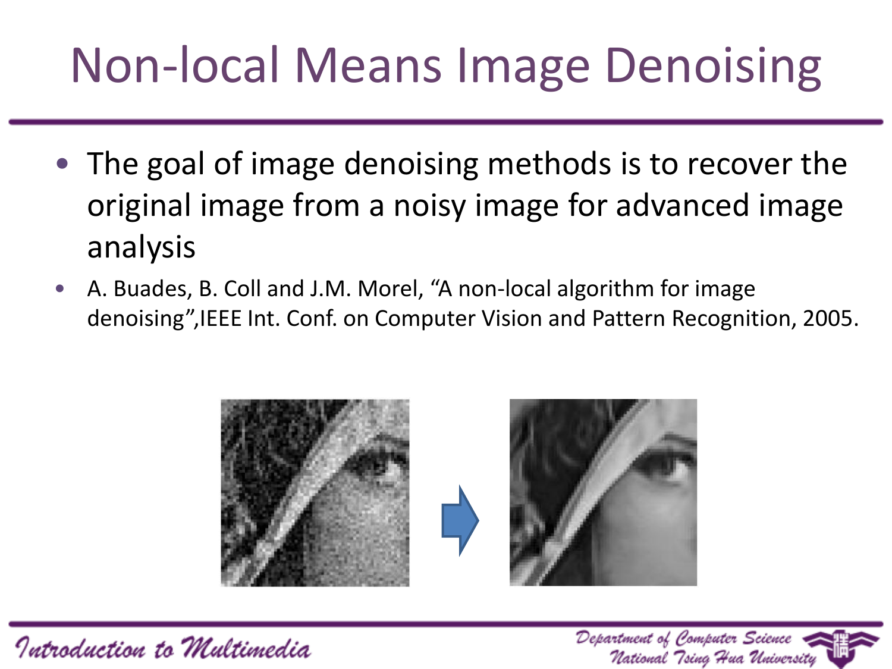# Non-local Means Image Denoising

- The goal of image denoising methods is to recover the original image from a noisy image for advanced image analysis
- A. Buades, B. Coll and J.M. Morel, “A non-local algorithm for image denoising”,IEEE Int. Conf. on Computer Vision and Pattern Recognition, 2005.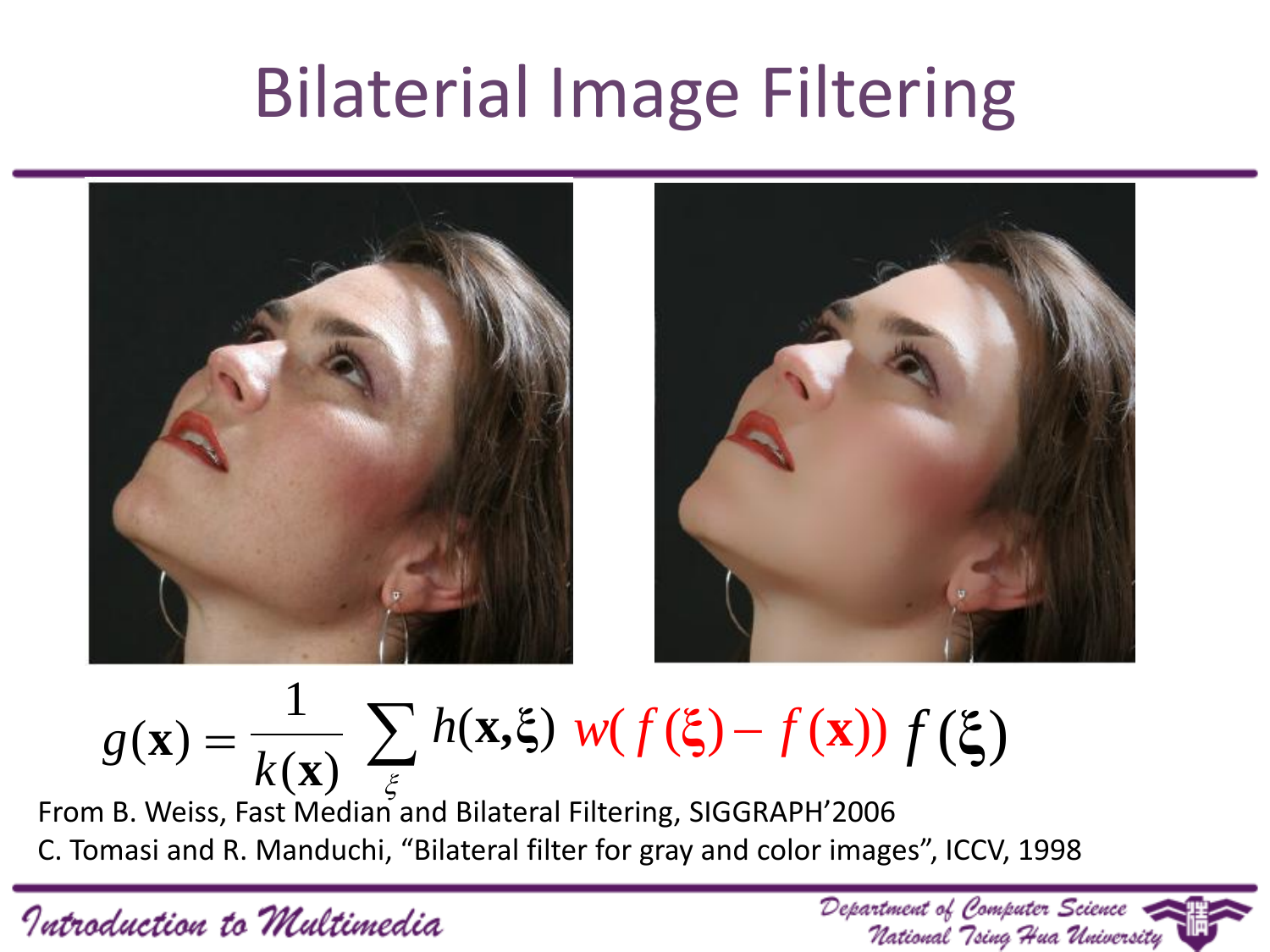# Bilaterial Image Filtering

$$g(\mathbf{x}) = \frac{1}{k(\mathbf{x})} \sum_{\xi} h(\mathbf{x},\xi)\ w(f(\xi) - f(\mathbf{x}))\ f(\xi)$$

From B. Weiss, Fast Median and Bilateral Filtering, SIGGRAPH'2006

C. Tomasi and R. Manduchi, "Bilateral filter for gray and color images", ICCV, 1998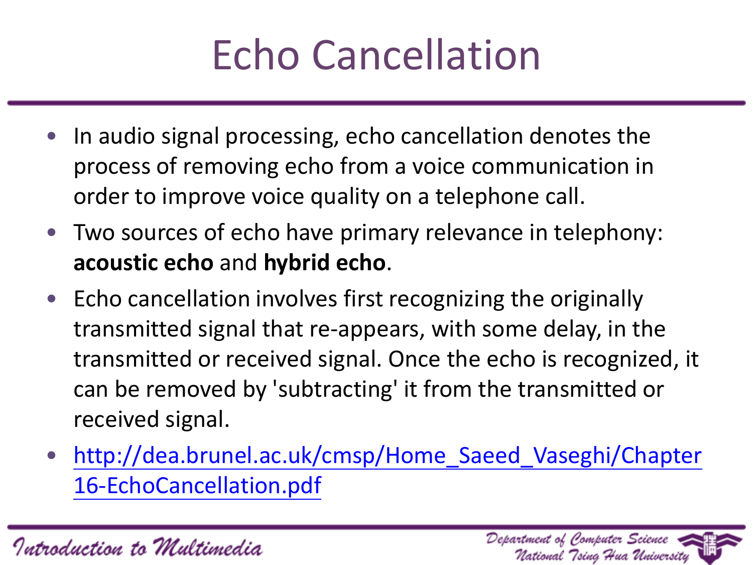# Echo Cancellation

- In audio signal processing, echo cancellation denotes the process of removing echo from a voice communication in order to improve voice quality on a telephone call.
- Two sources of echo have primary relevance in telephony: **acoustic echo** and **hybrid echo**.
- Echo cancellation involves first recognizing the originally transmitted signal that re-appears, with some delay, in the transmitted or received signal. Once the echo is recognized, it can be removed by 'subtracting' it from the transmitted or received signal.
- http://dea.brunel.ac.uk/cmsp/Home_Saeed_Vaseghi/Chapter16-EchoCancellation.pdf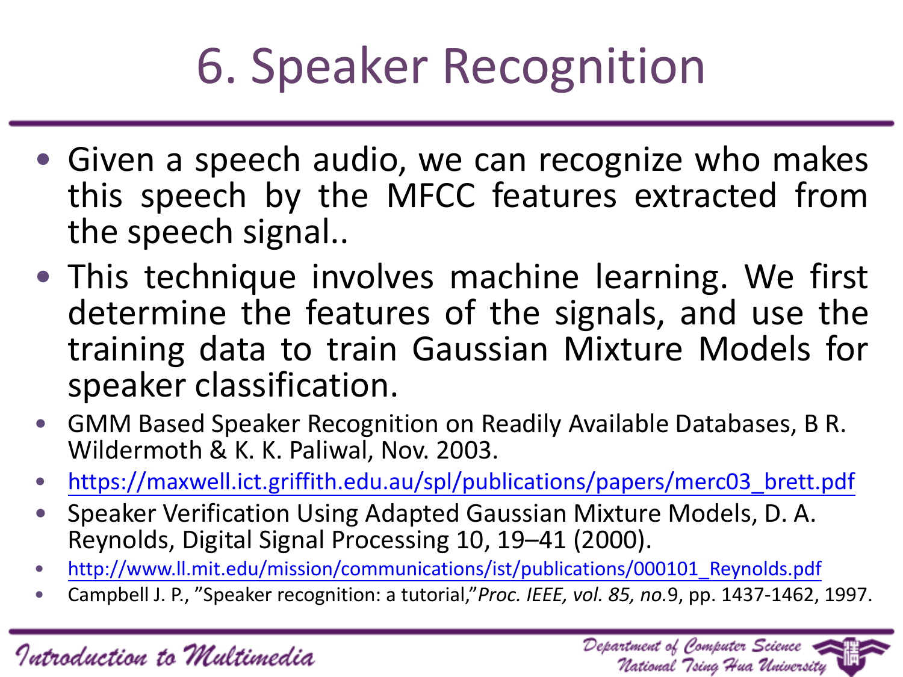# 6. Speaker Recognition

- Given a speech audio, we can recognize who makes this speech by the MFCC features extracted from the speech signal..
- This technique involves machine learning. We first determine the features of the signals, and use the training data to train Gaussian Mixture Models for speaker classification.
- GMM Based Speaker Recognition on Readily Available Databases, B R. Wildermoth & K. K. Paliwal, Nov. 2003.
- https://maxwell.ict.griffith.edu.au/spl/publications/papers/merc03_brett.pdf
- Speaker Verification Using Adapted Gaussian Mixture Models, D. A. Reynolds, Digital Signal Processing 10, 19–41 (2000).
- http://www.ll.mit.edu/mission/communications/ist/publications/000101_Reynolds.pdf
- Campbell J. P., "Speaker recognition: a tutorial," *Proc. IEEE, vol. 85, no.*9, pp. 1437-1462, 1997.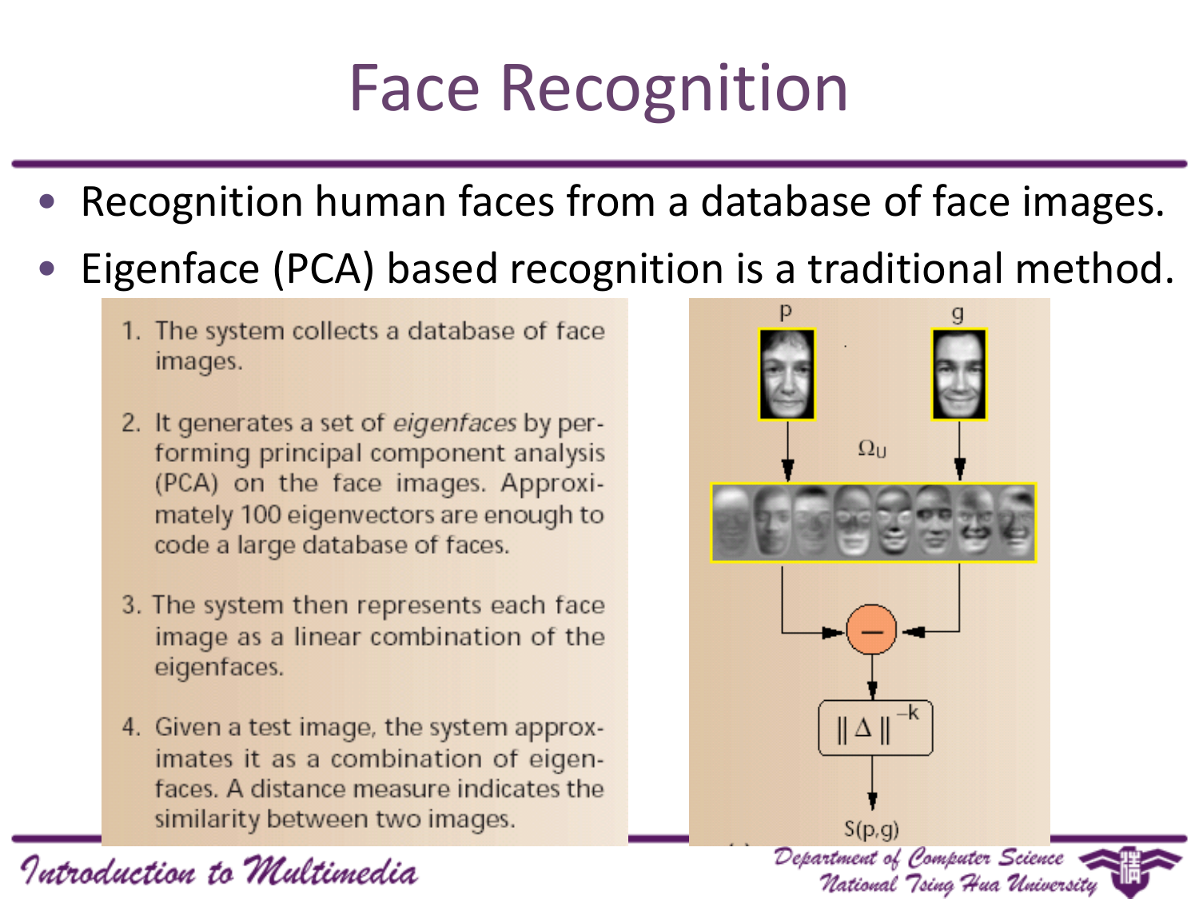# Face Recognition

- Recognition human faces from a database of face images.
- Eigenface (PCA) based recognition is a traditional method.

1. The system collects a database of face images.
2. It generates a set of *eigenfaces* by performing principal component analysis (PCA) on the face images. Approximately 100 eigenvectors are enough to code a large database of faces.
3. The system then represents each face image as a linear combination of the eigenfaces.
4. Given a test image, the system approximates it as a combination of eigenfaces. A distance measure indicates the similarity between two images.

p g

$\Omega_U$

$\|\Delta\|^{-k}$

S(p,g)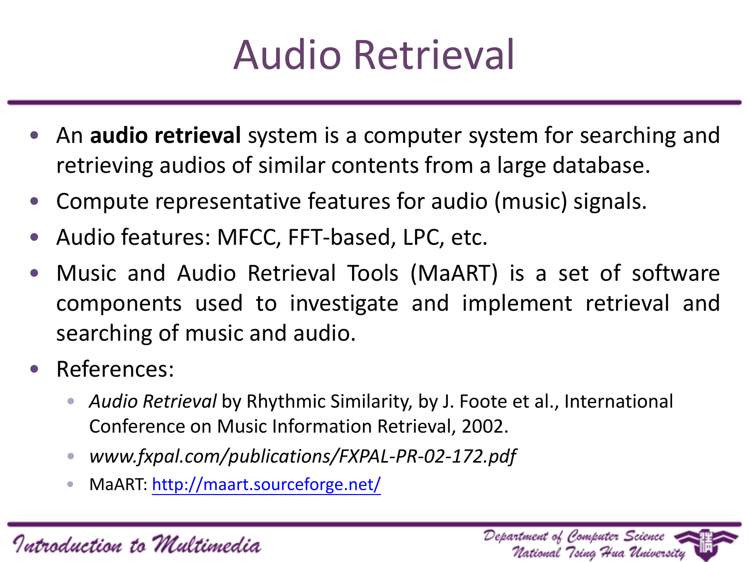# Audio Retrieval

- An **audio retrieval** system is a computer system for searching and retrieving audios of similar contents from a large database.
- Compute representative features for audio (music) signals.
- Audio features: MFCC, FFT-based, LPC, etc.
- Music and Audio Retrieval Tools (MaART) is a set of software components used to investigate and implement retrieval and searching of music and audio.
- References:
  - *Audio Retrieval* by Rhythmic Similarity, by J. Foote et al., International Conference on Music Information Retrieval, 2002.
  - *www.fxpal.com/publications/FXPAL-PR-02-172.pdf*
  - MaART: http://maart.sourceforge.net/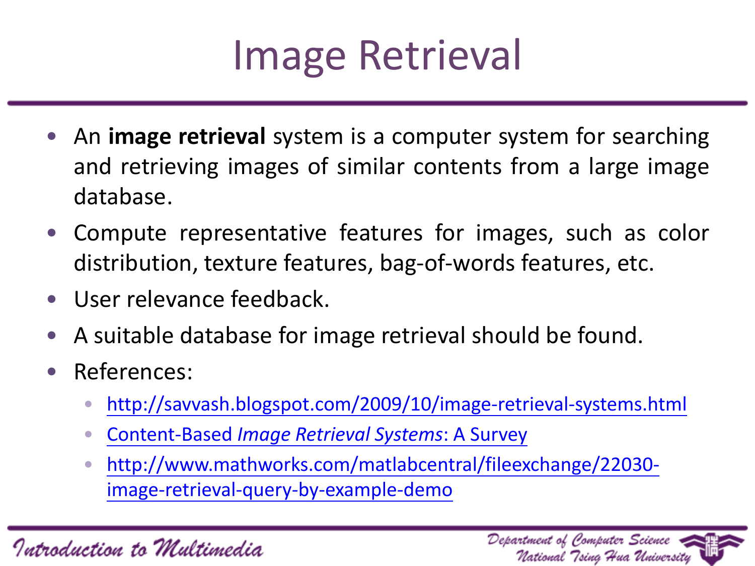# Image Retrieval

- An **image retrieval** system is a computer system for searching and retrieving images of similar contents from a large image database.
- Compute representative features for images, such as color distribution, texture features, bag-of-words features, etc.
- User relevance feedback.
- A suitable database for image retrieval should be found.
- References:
  - http://savvash.blogspot.com/2009/10/image-retrieval-systems.html
  - Content-Based *Image Retrieval Systems*: A Survey
  - http://www.mathworks.com/matlabcentral/fileexchange/22030-image-retrieval-query-by-example-demo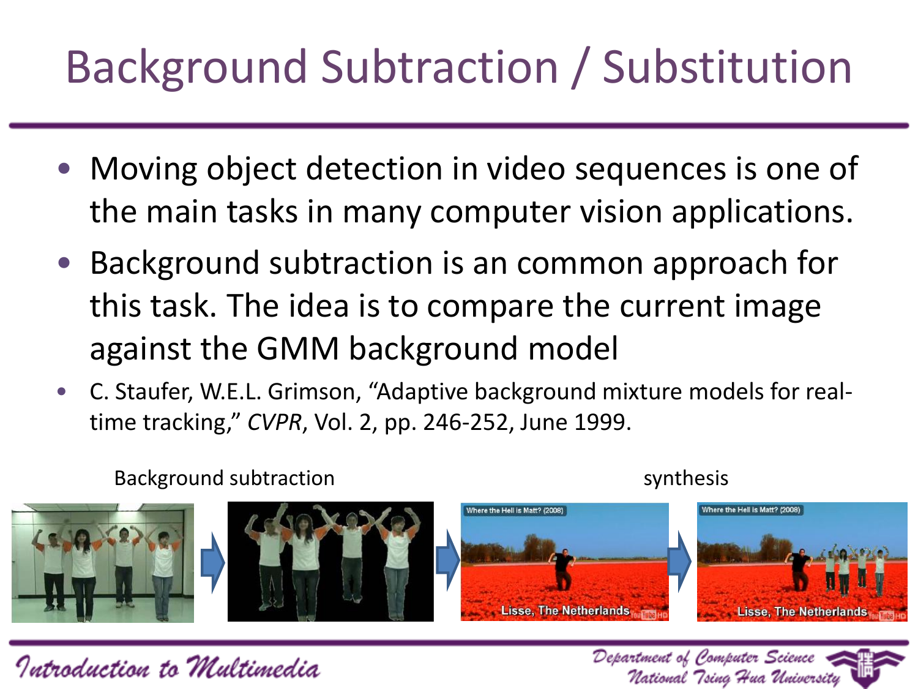# Background Subtraction / Substitution

- Moving object detection in video sequences is one of the main tasks in many computer vision applications.
- Background subtraction is an common approach for this task. The idea is to compare the current image against the GMM background model
- C. Staufer, W.E.L. Grimson, "Adaptive background mixture models for real-time tracking," *CVPR*, Vol. 2, pp. 246-252, June 1999.

Background subtraction

synthesis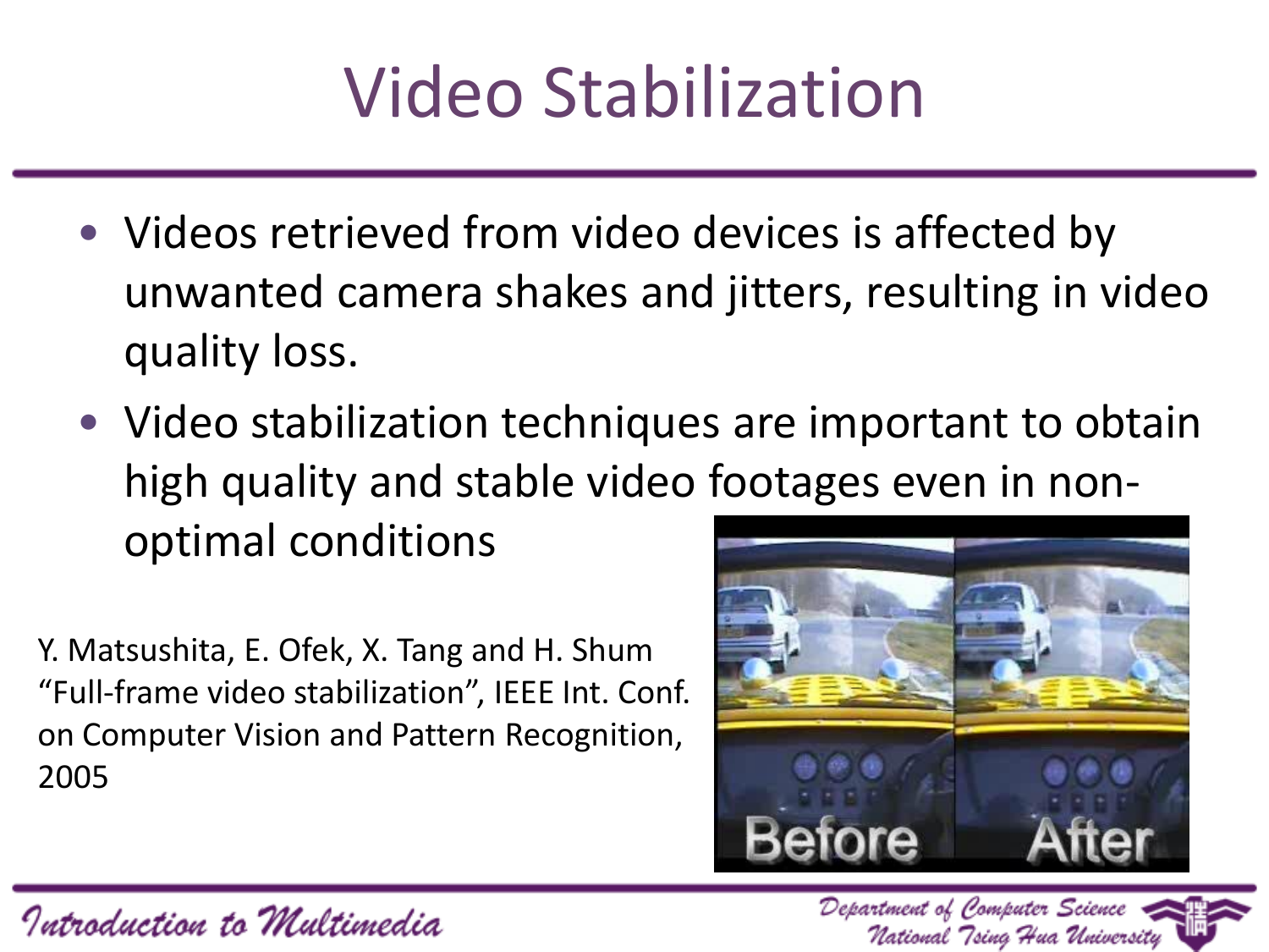# Video Stabilization

- Videos retrieved from video devices is affected by unwanted camera shakes and jitters, resulting in video quality loss.
- Video stabilization techniques are important to obtain high quality and stable video footages even in non-optimal conditions

Y. Matsushita, E. Ofek, X. Tang and H. Shum "Full-frame video stabilization", IEEE Int. Conf. on Computer Vision and Pattern Recognition, 2005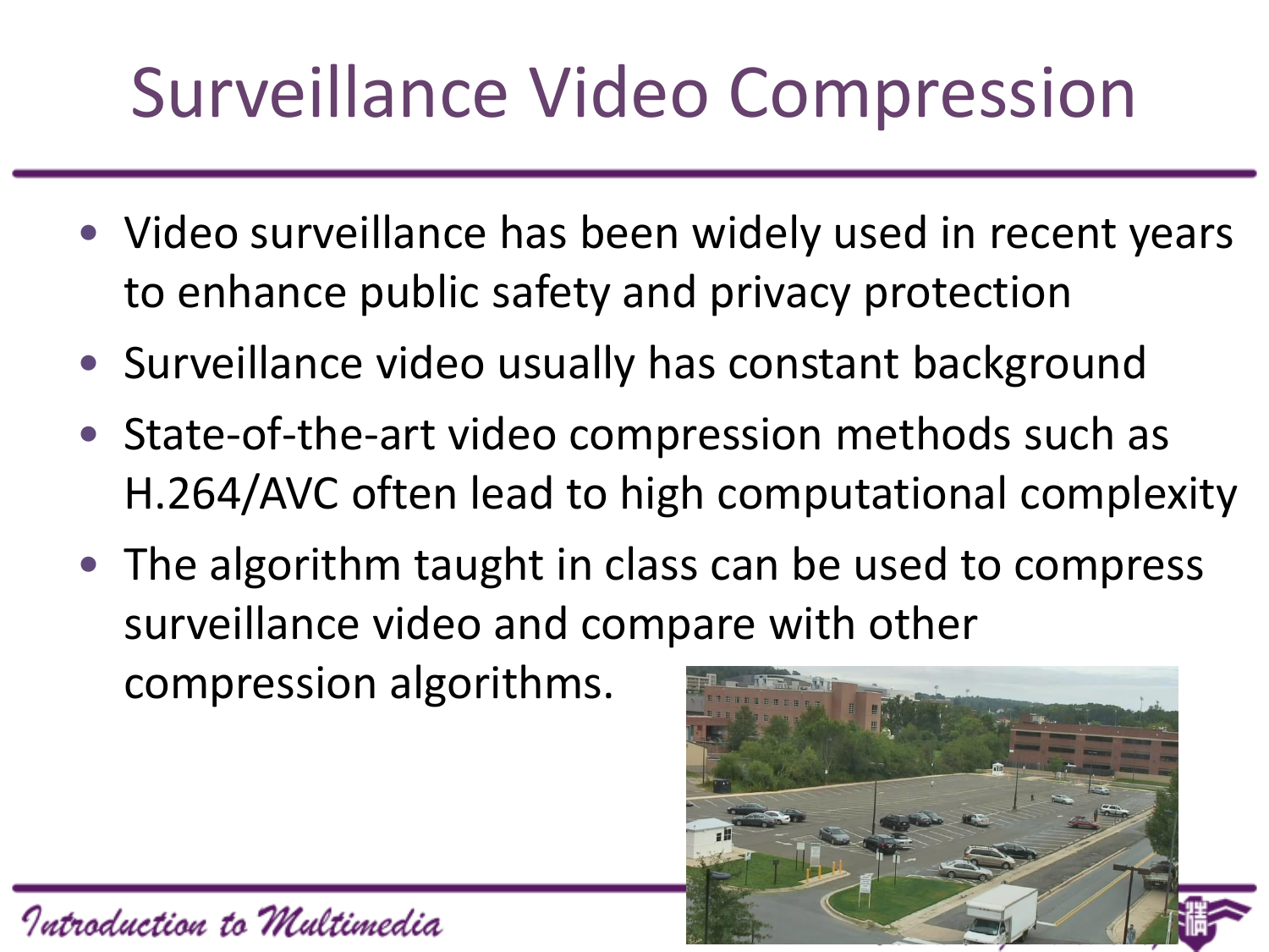# Surveillance Video Compression

- Video surveillance has been widely used in recent years to enhance public safety and privacy protection
- Surveillance video usually has constant background
- State-of-the-art video compression methods such as H.264/AVC often lead to high computational complexity
- The algorithm taught in class can be used to compress surveillance video and compare with other compression algorithms.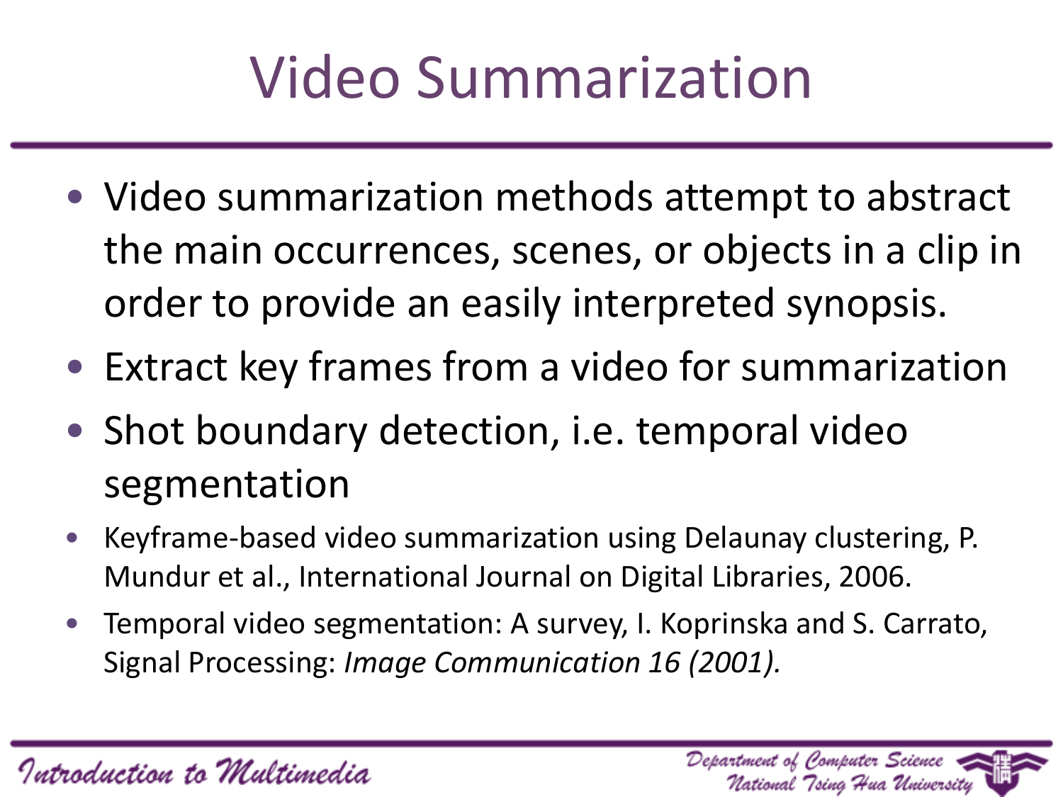# Video Summarization

- Video summarization methods attempt to abstract the main occurrences, scenes, or objects in a clip in order to provide an easily interpreted synopsis.
- Extract key frames from a video for summarization
- Shot boundary detection, i.e. temporal video segmentation
- Keyframe-based video summarization using Delaunay clustering, P. Mundur et al., International Journal on Digital Libraries, 2006.
- Temporal video segmentation: A survey, I. Koprinska and S. Carrato, Signal Processing: *Image Communication 16 (2001).*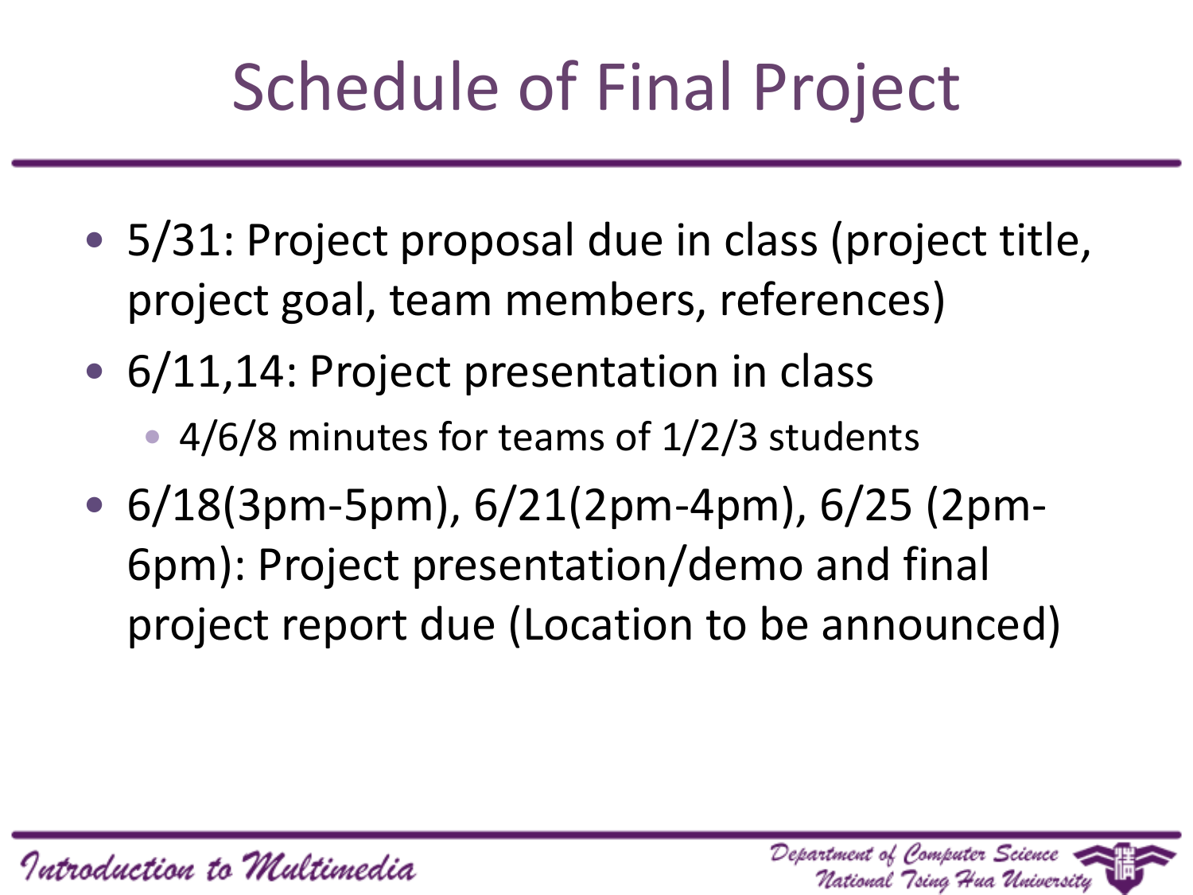# Schedule of Final Project

- 5/31: Project proposal due in class (project title, project goal, team members, references)
- 6/11,14: Project presentation in class
  - 4/6/8 minutes for teams of 1/2/3 students
- 6/18(3pm-5pm), 6/21(2pm-4pm), 6/25 (2pm-6pm): Project presentation/demo and final project report due (Location to be announced)